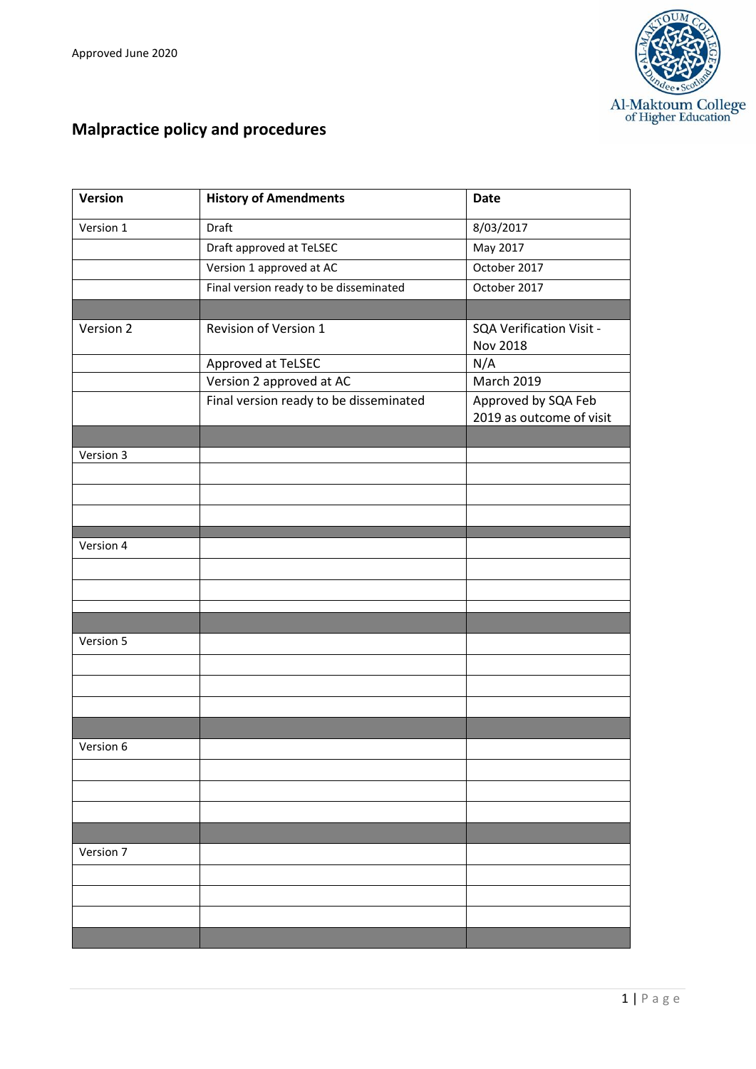Approved June 2020

# Malpractice policy and procedures

| Version | History of Amendments | Date |
|---|---|---|
| Version 1 | Draft | 8/03/2017 |
| | Draft approved at TeLSEC | May 2017 |
| | Version 1 approved at AC | October 2017 |
| | Final version ready to be disseminated | October 2017 |
| | | |
| Version 2 | Revision of Version 1 | SQA Verification Visit - Nov 2018 |
| | Approved at TeLSEC | N/A |
| | Version 2 approved at AC | March 2019 |
| | Final version ready to be disseminated | Approved by SQA Feb 2019 as outcome of visit |
| | | |
| Version 3 | | |
| | | |
| | | |
| | | |
| | | |
| Version 4 | | |
| | | |
| | | |
| | | |
| | | |
| Version 5 | | |
| | | |
| | | |
| | | |
| | | |
| Version 6 | | |
| | | |
| | | |
| | | |
| | | |
| Version 7 | | |
| | | |
| | | |
| | | |
| | | |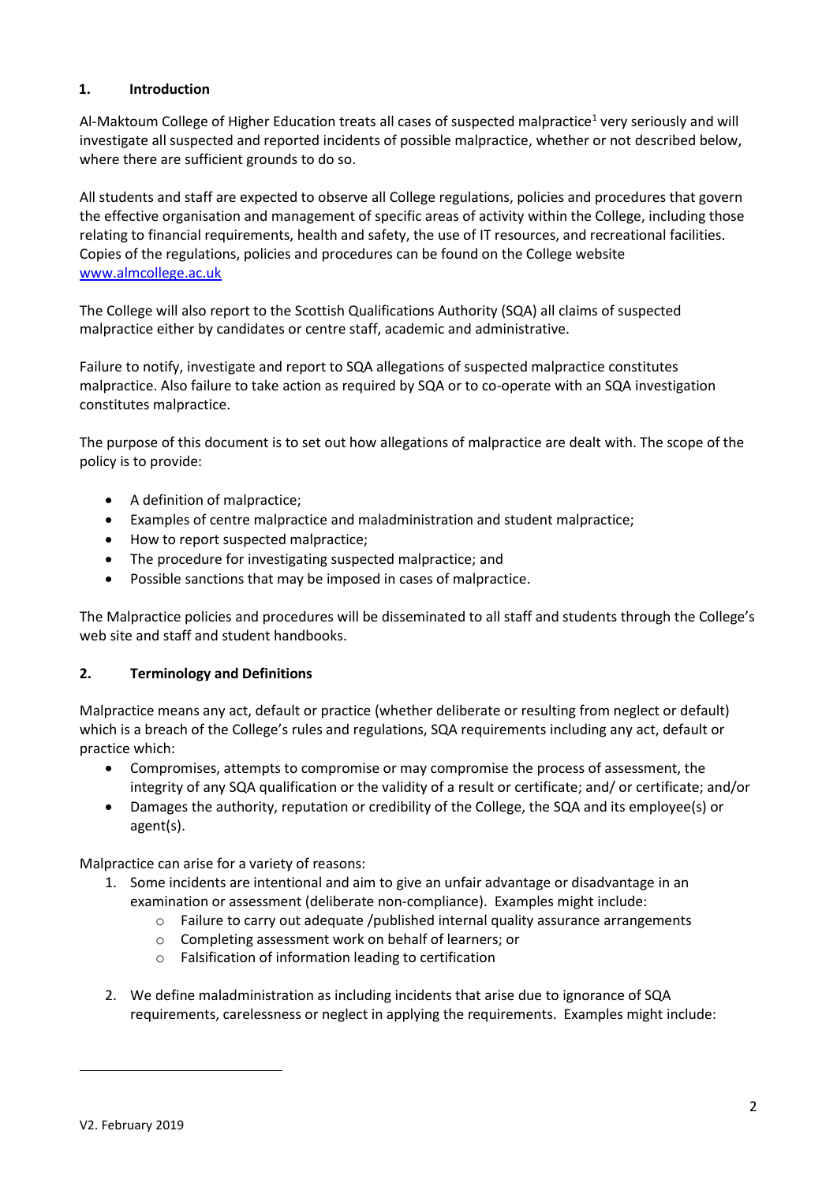## 1. Introduction

Al-Maktoum College of Higher Education treats all cases of suspected malpractice[1] very seriously and will investigate all suspected and reported incidents of possible malpractice, whether or not described below, where there are sufficient grounds to do so.

All students and staff are expected to observe all College regulations, policies and procedures that govern the effective organisation and management of specific areas of activity within the College, including those relating to financial requirements, health and safety, the use of IT resources, and recreational facilities. Copies of the regulations, policies and procedures can be found on the College website [www.almcollege.ac.uk](www.almcollege.ac.uk)

The College will also report to the Scottish Qualifications Authority (SQA) all claims of suspected malpractice either by candidates or centre staff, academic and administrative.

Failure to notify, investigate and report to SQA allegations of suspected malpractice constitutes malpractice. Also failure to take action as required by SQA or to co-operate with an SQA investigation constitutes malpractice.

The purpose of this document is to set out how allegations of malpractice are dealt with. The scope of the policy is to provide:

- A definition of malpractice;
- Examples of centre malpractice and maladministration and student malpractice;
- How to report suspected malpractice;
- The procedure for investigating suspected malpractice; and
- Possible sanctions that may be imposed in cases of malpractice.

The Malpractice policies and procedures will be disseminated to all staff and students through the College's web site and staff and student handbooks.

## 2. Terminology and Definitions

Malpractice means any act, default or practice (whether deliberate or resulting from neglect or default) which is a breach of the College's rules and regulations, SQA requirements including any act, default or practice which:

- Compromises, attempts to compromise or may compromise the process of assessment, the integrity of any SQA qualification or the validity of a result or certificate; and/ or certificate; and/or
- Damages the authority, reputation or credibility of the College, the SQA and its employee(s) or agent(s).

Malpractice can arise for a variety of reasons:

1. Some incidents are intentional and aim to give an unfair advantage or disadvantage in an examination or assessment (deliberate non-compliance). Examples might include:
   - Failure to carry out adequate /published internal quality assurance arrangements
   - Completing assessment work on behalf of learners; or
   - Falsification of information leading to certification

2. We define maladministration as including incidents that arise due to ignorance of SQA requirements, carelessness or neglect in applying the requirements. Examples might include: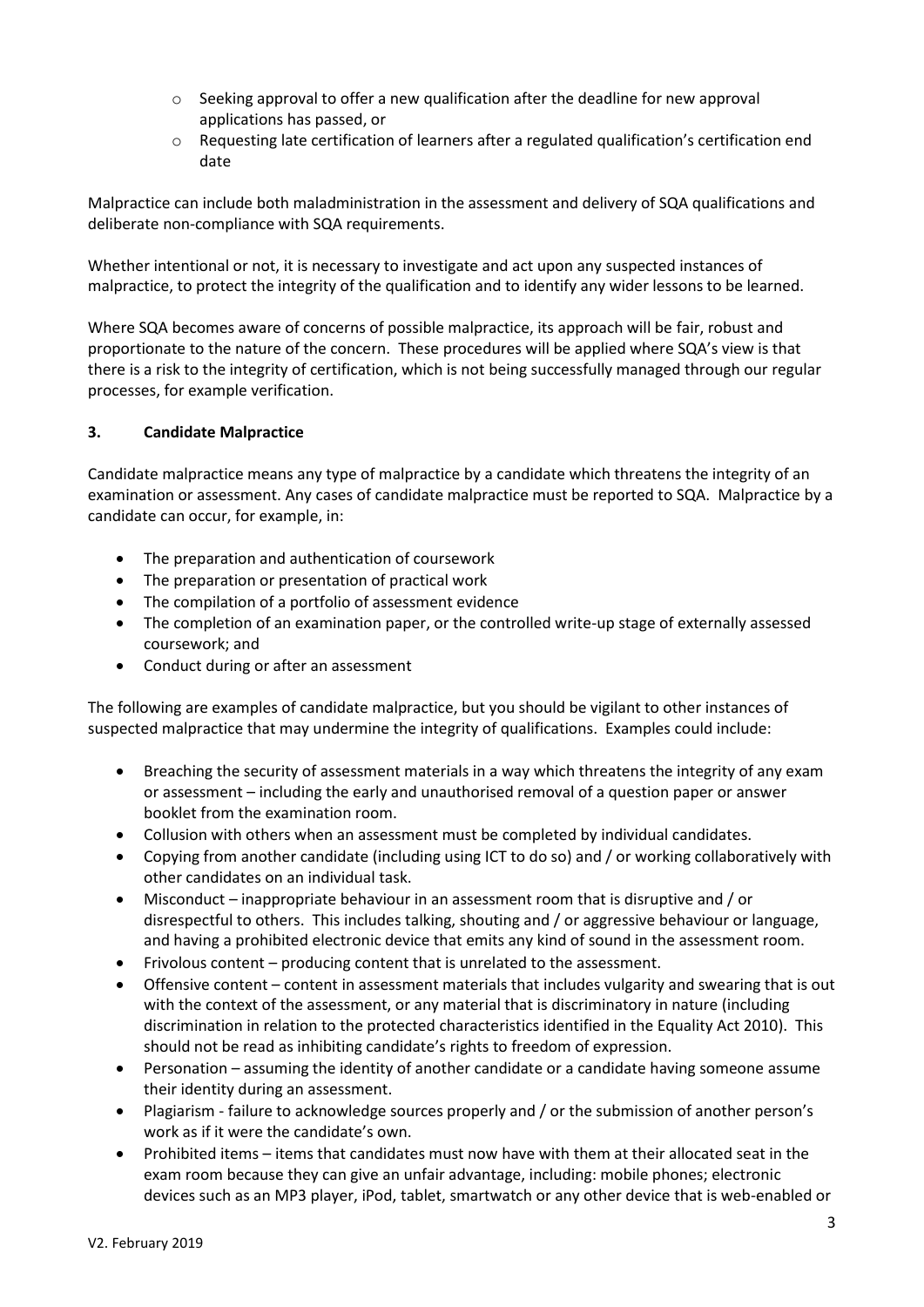- Seeking approval to offer a new qualification after the deadline for new approval applications has passed, or
- Requesting late certification of learners after a regulated qualification's certification end date

Malpractice can include both maladministration in the assessment and delivery of SQA qualifications and deliberate non-compliance with SQA requirements.

Whether intentional or not, it is necessary to investigate and act upon any suspected instances of malpractice, to protect the integrity of the qualification and to identify any wider lessons to be learned.

Where SQA becomes aware of concerns of possible malpractice, its approach will be fair, robust and proportionate to the nature of the concern. These procedures will be applied where SQA's view is that there is a risk to the integrity of certification, which is not being successfully managed through our regular processes, for example verification.

## 3. Candidate Malpractice

Candidate malpractice means any type of malpractice by a candidate which threatens the integrity of an examination or assessment. Any cases of candidate malpractice must be reported to SQA. Malpractice by a candidate can occur, for example, in:

- The preparation and authentication of coursework
- The preparation or presentation of practical work
- The compilation of a portfolio of assessment evidence
- The completion of an examination paper, or the controlled write-up stage of externally assessed coursework; and
- Conduct during or after an assessment

The following are examples of candidate malpractice, but you should be vigilant to other instances of suspected malpractice that may undermine the integrity of qualifications. Examples could include:

- Breaching the security of assessment materials in a way which threatens the integrity of any exam or assessment – including the early and unauthorised removal of a question paper or answer booklet from the examination room.
- Collusion with others when an assessment must be completed by individual candidates.
- Copying from another candidate (including using ICT to do so) and / or working collaboratively with other candidates on an individual task.
- Misconduct – inappropriate behaviour in an assessment room that is disruptive and / or disrespectful to others. This includes talking, shouting and / or aggressive behaviour or language, and having a prohibited electronic device that emits any kind of sound in the assessment room.
- Frivolous content – producing content that is unrelated to the assessment.
- Offensive content – content in assessment materials that includes vulgarity and swearing that is out with the context of the assessment, or any material that is discriminatory in nature (including discrimination in relation to the protected characteristics identified in the Equality Act 2010). This should not be read as inhibiting candidate's rights to freedom of expression.
- Personation – assuming the identity of another candidate or a candidate having someone assume their identity during an assessment.
- Plagiarism - failure to acknowledge sources properly and / or the submission of another person's work as if it were the candidate's own.
- Prohibited items – items that candidates must now have with them at their allocated seat in the exam room because they can give an unfair advantage, including: mobile phones; electronic devices such as an MP3 player, iPod, tablet, smartwatch or any other device that is web-enabled or

V2. February 2019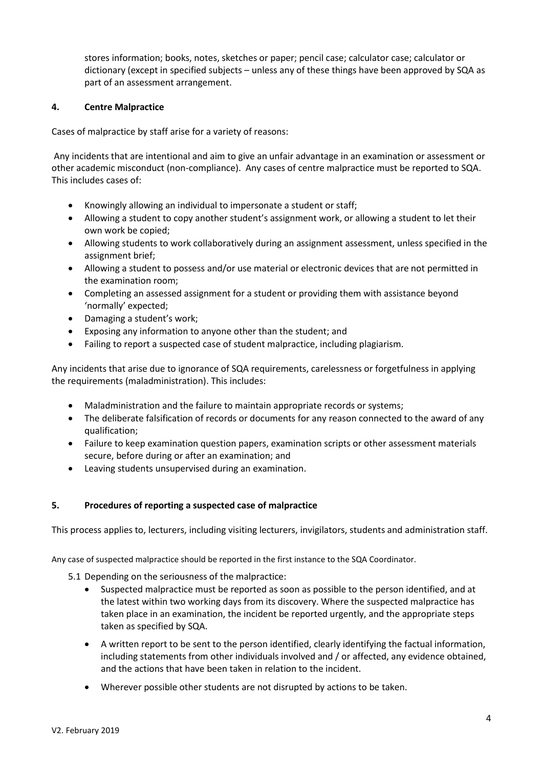stores information; books, notes, sketches or paper; pencil case; calculator case; calculator or dictionary (except in specified subjects – unless any of these things have been approved by SQA as part of an assessment arrangement.

## 4. Centre Malpractice

Cases of malpractice by staff arise for a variety of reasons:

Any incidents that are intentional and aim to give an unfair advantage in an examination or assessment or other academic misconduct (non-compliance). Any cases of centre malpractice must be reported to SQA. This includes cases of:

- Knowingly allowing an individual to impersonate a student or staff;
- Allowing a student to copy another student's assignment work, or allowing a student to let their own work be copied;
- Allowing students to work collaboratively during an assignment assessment, unless specified in the assignment brief;
- Allowing a student to possess and/or use material or electronic devices that are not permitted in the examination room;
- Completing an assessed assignment for a student or providing them with assistance beyond 'normally' expected;
- Damaging a student's work;
- Exposing any information to anyone other than the student; and
- Failing to report a suspected case of student malpractice, including plagiarism.

Any incidents that arise due to ignorance of SQA requirements, carelessness or forgetfulness in applying the requirements (maladministration). This includes:

- Maladministration and the failure to maintain appropriate records or systems;
- The deliberate falsification of records or documents for any reason connected to the award of any qualification;
- Failure to keep examination question papers, examination scripts or other assessment materials secure, before during or after an examination; and
- Leaving students unsupervised during an examination.

## 5. Procedures of reporting a suspected case of malpractice

This process applies to, lecturers, including visiting lecturers, invigilators, students and administration staff.

Any case of suspected malpractice should be reported in the first instance to the SQA Coordinator.

5.1 Depending on the seriousness of the malpractice:

- Suspected malpractice must be reported as soon as possible to the person identified, and at the latest within two working days from its discovery. Where the suspected malpractice has taken place in an examination, the incident be reported urgently, and the appropriate steps taken as specified by SQA.
- A written report to be sent to the person identified, clearly identifying the factual information, including statements from other individuals involved and / or affected, any evidence obtained, and the actions that have been taken in relation to the incident.
- Wherever possible other students are not disrupted by actions to be taken.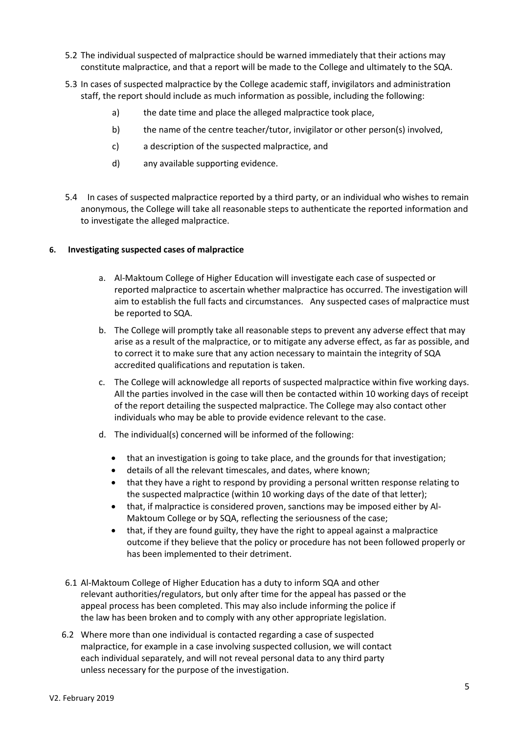5.2 The individual suspected of malpractice should be warned immediately that their actions may constitute malpractice, and that a report will be made to the College and ultimately to the SQA.

5.3 In cases of suspected malpractice by the College academic staff, invigilators and administration staff, the report should include as much information as possible, including the following:

a) the date time and place the alleged malpractice took place,

b) the name of the centre teacher/tutor, invigilator or other person(s) involved,

c) a description of the suspected malpractice, and

d) any available supporting evidence.

5.4 In cases of suspected malpractice reported by a third party, or an individual who wishes to remain anonymous, the College will take all reasonable steps to authenticate the reported information and to investigate the alleged malpractice.

## 6. Investigating suspected cases of malpractice

a. Al-Maktoum College of Higher Education will investigate each case of suspected or reported malpractice to ascertain whether malpractice has occurred. The investigation will aim to establish the full facts and circumstances. Any suspected cases of malpractice must be reported to SQA.

b. The College will promptly take all reasonable steps to prevent any adverse effect that may arise as a result of the malpractice, or to mitigate any adverse effect, as far as possible, and to correct it to make sure that any action necessary to maintain the integrity of SQA accredited qualifications and reputation is taken.

c. The College will acknowledge all reports of suspected malpractice within five working days. All the parties involved in the case will then be contacted within 10 working days of receipt of the report detailing the suspected malpractice. The College may also contact other individuals who may be able to provide evidence relevant to the case.

d. The individual(s) concerned will be informed of the following:

- that an investigation is going to take place, and the grounds for that investigation;
- details of all the relevant timescales, and dates, where known;
- that they have a right to respond by providing a personal written response relating to the suspected malpractice (within 10 working days of the date of that letter);
- that, if malpractice is considered proven, sanctions may be imposed either by Al-Maktoum College or by SQA, reflecting the seriousness of the case;
- that, if they are found guilty, they have the right to appeal against a malpractice outcome if they believe that the policy or procedure has not been followed properly or has been implemented to their detriment.

6.1 Al-Maktoum College of Higher Education has a duty to inform SQA and other relevant authorities/regulators, but only after time for the appeal has passed or the appeal process has been completed. This may also include informing the police if the law has been broken and to comply with any other appropriate legislation.

6.2 Where more than one individual is contacted regarding a case of suspected malpractice, for example in a case involving suspected collusion, we will contact each individual separately, and will not reveal personal data to any third party unless necessary for the purpose of the investigation.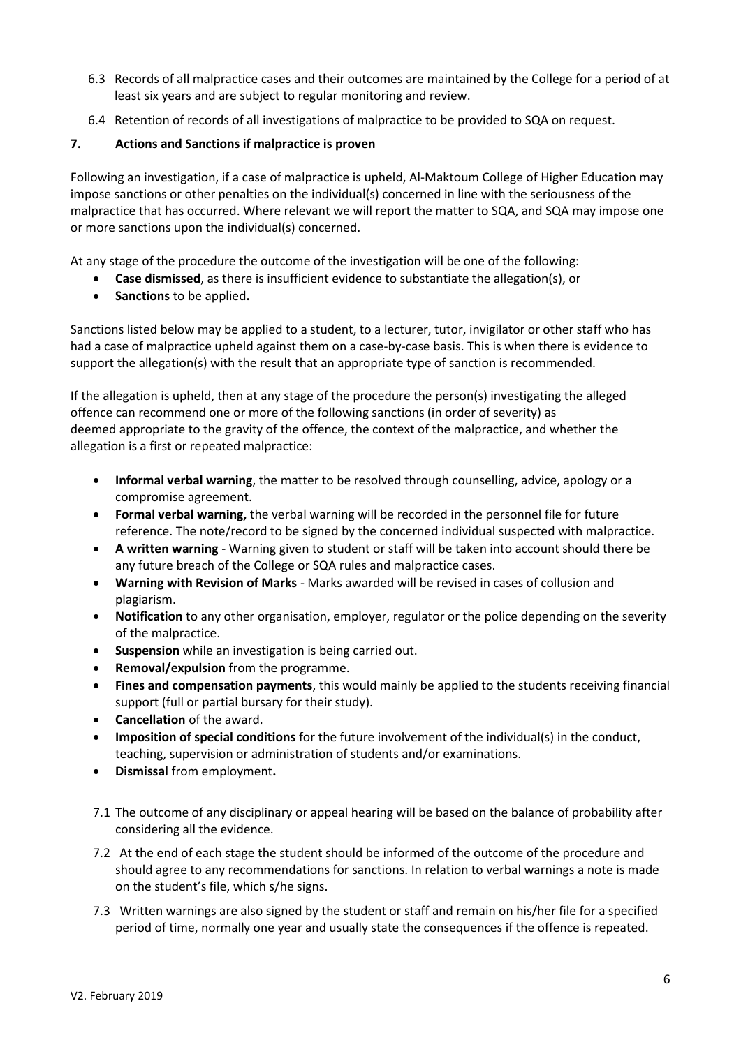6.3 Records of all malpractice cases and their outcomes are maintained by the College for a period of at least six years and are subject to regular monitoring and review.

6.4 Retention of records of all investigations of malpractice to be provided to SQA on request.

## 7. Actions and Sanctions if malpractice is proven

Following an investigation, if a case of malpractice is upheld, Al-Maktoum College of Higher Education may impose sanctions or other penalties on the individual(s) concerned in line with the seriousness of the malpractice that has occurred. Where relevant we will report the matter to SQA, and SQA may impose one or more sanctions upon the individual(s) concerned.

At any stage of the procedure the outcome of the investigation will be one of the following:

- **Case dismissed**, as there is insufficient evidence to substantiate the allegation(s), or
- **Sanctions** to be applied**.**

Sanctions listed below may be applied to a student, to a lecturer, tutor, invigilator or other staff who has had a case of malpractice upheld against them on a case-by-case basis. This is when there is evidence to support the allegation(s) with the result that an appropriate type of sanction is recommended.

If the allegation is upheld, then at any stage of the procedure the person(s) investigating the alleged offence can recommend one or more of the following sanctions (in order of severity) as deemed appropriate to the gravity of the offence, the context of the malpractice, and whether the allegation is a first or repeated malpractice:

- **Informal verbal warning**, the matter to be resolved through counselling, advice, apology or a compromise agreement.
- **Formal verbal warning,** the verbal warning will be recorded in the personnel file for future reference. The note/record to be signed by the concerned individual suspected with malpractice.
- **A written warning** - Warning given to student or staff will be taken into account should there be any future breach of the College or SQA rules and malpractice cases.
- **Warning with Revision of Marks** - Marks awarded will be revised in cases of collusion and plagiarism.
- **Notification** to any other organisation, employer, regulator or the police depending on the severity of the malpractice.
- **Suspension** while an investigation is being carried out.
- **Removal/expulsion** from the programme.
- **Fines and compensation payments**, this would mainly be applied to the students receiving financial support (full or partial bursary for their study).
- **Cancellation** of the award.
- **Imposition of special conditions** for the future involvement of the individual(s) in the conduct, teaching, supervision or administration of students and/or examinations.
- **Dismissal** from employment**.**

7.1 The outcome of any disciplinary or appeal hearing will be based on the balance of probability after considering all the evidence.

7.2 At the end of each stage the student should be informed of the outcome of the procedure and should agree to any recommendations for sanctions. In relation to verbal warnings a note is made on the student's file, which s/he signs.

7.3 Written warnings are also signed by the student or staff and remain on his/her file for a specified period of time, normally one year and usually state the consequences if the offence is repeated.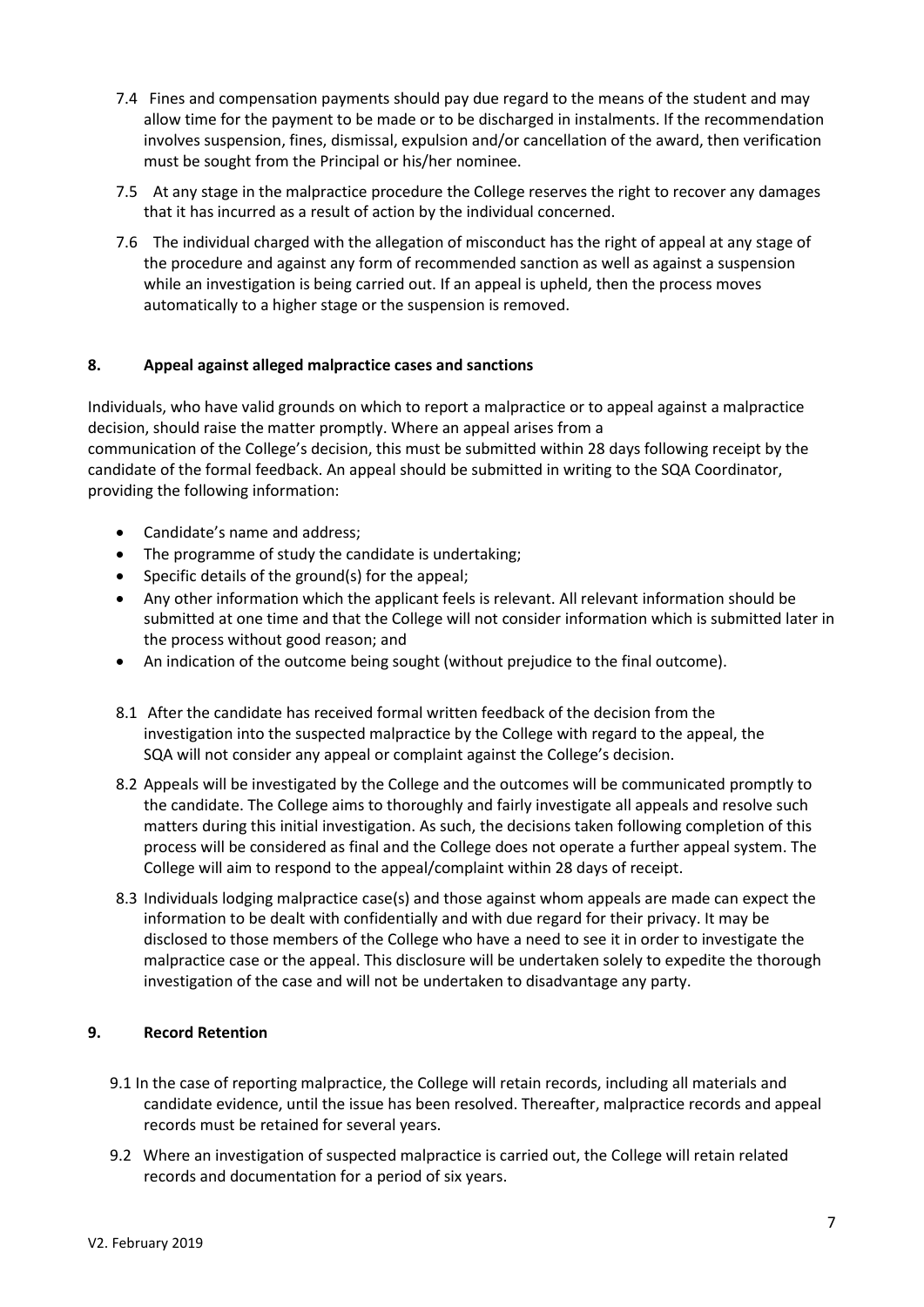7.4 Fines and compensation payments should pay due regard to the means of the student and may allow time for the payment to be made or to be discharged in instalments. If the recommendation involves suspension, fines, dismissal, expulsion and/or cancellation of the award, then verification must be sought from the Principal or his/her nominee.

7.5 At any stage in the malpractice procedure the College reserves the right to recover any damages that it has incurred as a result of action by the individual concerned.

7.6 The individual charged with the allegation of misconduct has the right of appeal at any stage of the procedure and against any form of recommended sanction as well as against a suspension while an investigation is being carried out. If an appeal is upheld, then the process moves automatically to a higher stage or the suspension is removed.

## 8. Appeal against alleged malpractice cases and sanctions

Individuals, who have valid grounds on which to report a malpractice or to appeal against a malpractice decision, should raise the matter promptly. Where an appeal arises from a communication of the College's decision, this must be submitted within 28 days following receipt by the candidate of the formal feedback. An appeal should be submitted in writing to the SQA Coordinator, providing the following information:

- Candidate's name and address;
- The programme of study the candidate is undertaking;
- Specific details of the ground(s) for the appeal;
- Any other information which the applicant feels is relevant. All relevant information should be submitted at one time and that the College will not consider information which is submitted later in the process without good reason; and
- An indication of the outcome being sought (without prejudice to the final outcome).

8.1 After the candidate has received formal written feedback of the decision from the investigation into the suspected malpractice by the College with regard to the appeal, the SQA will not consider any appeal or complaint against the College's decision.

8.2 Appeals will be investigated by the College and the outcomes will be communicated promptly to the candidate. The College aims to thoroughly and fairly investigate all appeals and resolve such matters during this initial investigation. As such, the decisions taken following completion of this process will be considered as final and the College does not operate a further appeal system. The College will aim to respond to the appeal/complaint within 28 days of receipt.

8.3 Individuals lodging malpractice case(s) and those against whom appeals are made can expect the information to be dealt with confidentially and with due regard for their privacy. It may be disclosed to those members of the College who have a need to see it in order to investigate the malpractice case or the appeal. This disclosure will be undertaken solely to expedite the thorough investigation of the case and will not be undertaken to disadvantage any party.

## 9. Record Retention

9.1 In the case of reporting malpractice, the College will retain records, including all materials and candidate evidence, until the issue has been resolved. Thereafter, malpractice records and appeal records must be retained for several years.

9.2 Where an investigation of suspected malpractice is carried out, the College will retain related records and documentation for a period of six years.

V2. February 2019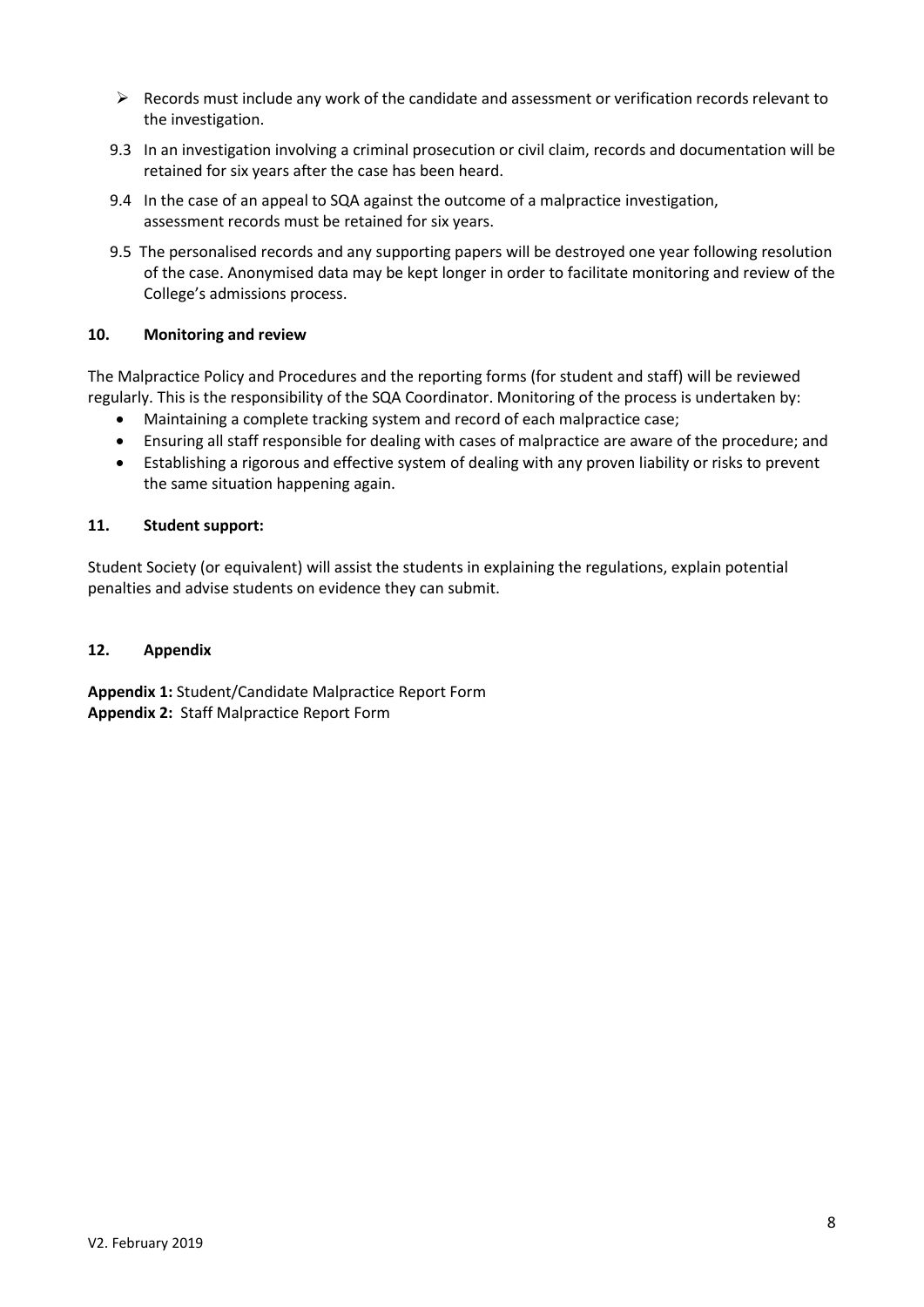- Records must include any work of the candidate and assessment or verification records relevant to the investigation.

9.3 In an investigation involving a criminal prosecution or civil claim, records and documentation will be retained for six years after the case has been heard.

9.4 In the case of an appeal to SQA against the outcome of a malpractice investigation, assessment records must be retained for six years.

9.5 The personalised records and any supporting papers will be destroyed one year following resolution of the case. Anonymised data may be kept longer in order to facilitate monitoring and review of the College's admissions process.

## 10. Monitoring and review

The Malpractice Policy and Procedures and the reporting forms (for student and staff) will be reviewed regularly. This is the responsibility of the SQA Coordinator. Monitoring of the process is undertaken by:

- Maintaining a complete tracking system and record of each malpractice case;
- Ensuring all staff responsible for dealing with cases of malpractice are aware of the procedure; and
- Establishing a rigorous and effective system of dealing with any proven liability or risks to prevent the same situation happening again.

## 11. Student support:

Student Society (or equivalent) will assist the students in explaining the regulations, explain potential penalties and advise students on evidence they can submit.

## 12. Appendix

**Appendix 1:** Student/Candidate Malpractice Report Form
**Appendix 2:** Staff Malpractice Report Form

V2. February 2019